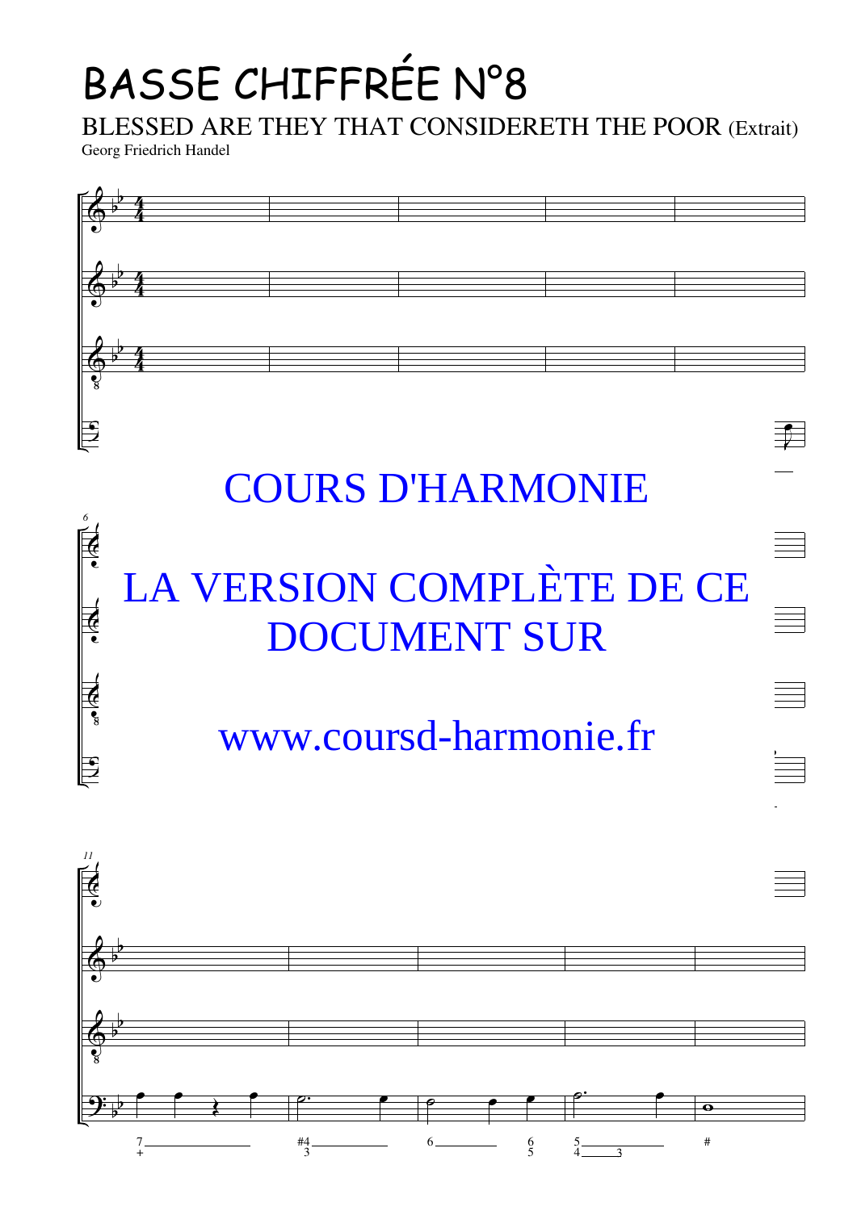# BASSE CHIFFRÉE N°8

BLESSED ARE THEY THAT CONSIDERETH THE POOR (Extrait)

Georg Friedrich Handel

COURS D'HARMONIE

LA VERSION COMPLÈTE DE CE DOCUMENT SUR

www.coursd-harmonie.fr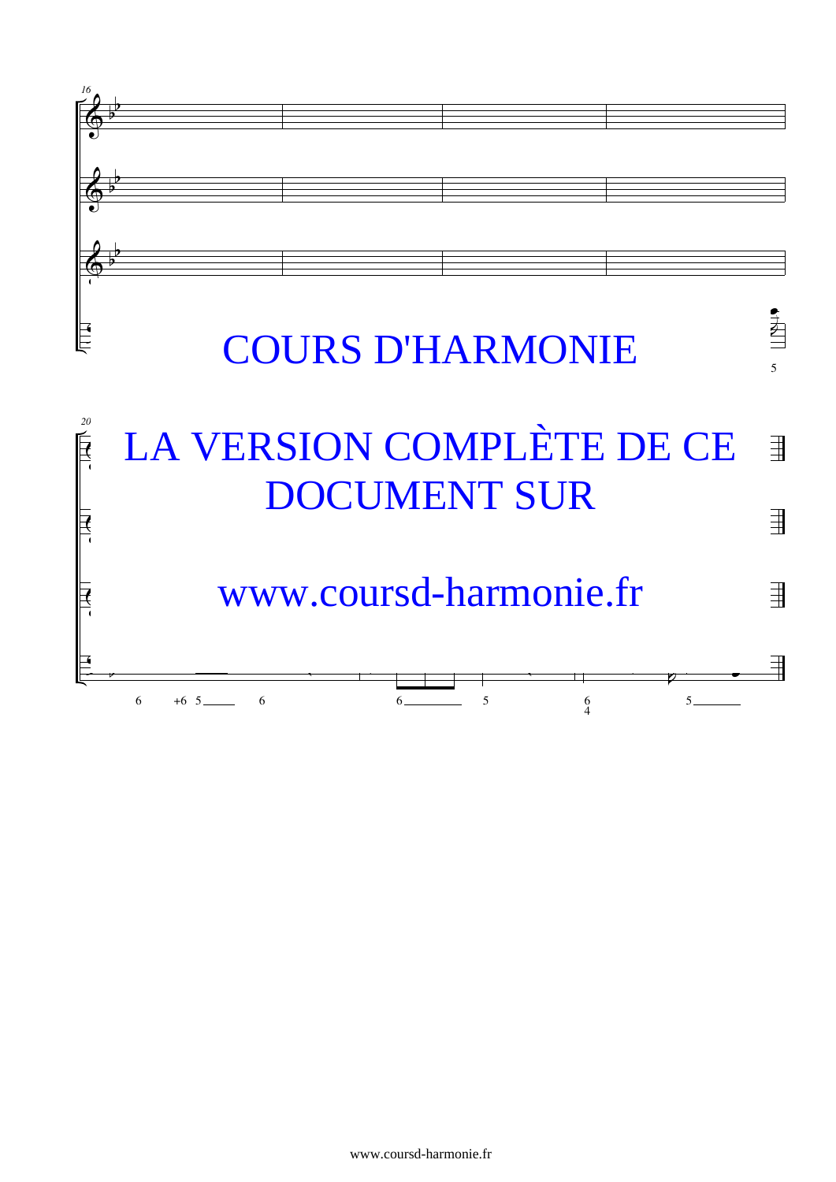COURS D'HARMONIE

LA VERSION COMPLÈTE DE CE DOCUMENT SUR

www.coursd-harmonie.fr